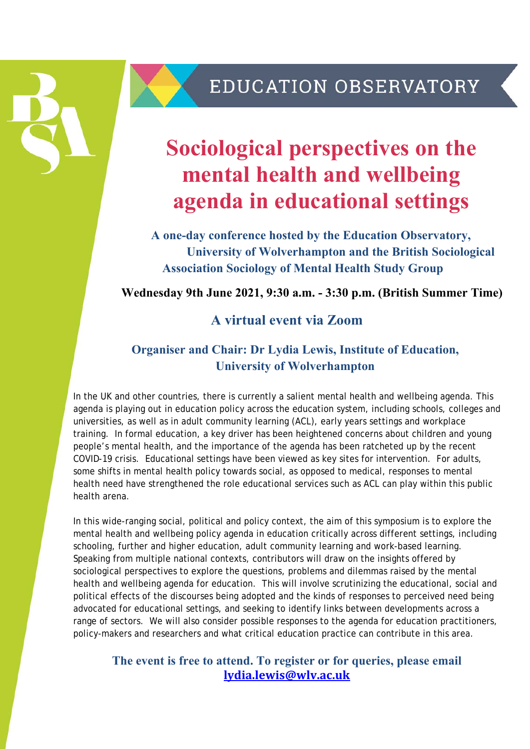EDUCATION OBSERVATORY

# Sociological perspectives on the mental health and wellbeing agenda in educational settings

**A one-day conference hosted by the Education Observatory, University of Wolverhampton and the British Sociological Association Sociology of Mental Health Study Group**

**Wednesday 9th June 2021, 9:30 a.m. - 3:30 p.m. (British Summer Time)**

## A virtual event via Zoom

**Organiser and Chair: Dr Lydia Lewis, Institute of Education, University of Wolverhampton**

In the UK and other countries, there is currently a salient mental health and wellbeing agenda. This agenda is playing out in education policy across the education system, including schools, colleges and universities, as well as in adult community learning (ACL), early years settings and workplace training. In formal education, a key driver has been heightened concerns about children and young people's mental health, and the importance of the agenda has been ratcheted up by the recent COVID-19 crisis. Educational settings have been viewed as key sites for intervention. For adults, some shifts in mental health policy towards social, as opposed to medical, responses to mental health need have strengthened the role educational services such as ACL can play within this public health arena.

In this wide-ranging social, political and policy context, the aim of this symposium is to explore the mental health and wellbeing policy agenda in education critically across different settings, including schooling, further and higher education, adult community learning and work-based learning. Speaking from multiple national contexts, contributors will draw on the insights offered by sociological perspectives to explore the questions, problems and dilemmas raised by the mental health and wellbeing agenda for education. This will involve scrutinizing the educational, social and political effects of the discourses being adopted and the kinds of responses to perceived need being advocated for educational settings, and seeking to identify links between developments across a range of sectors. We will also consider possible responses to the agenda for education practitioners, policy-makers and researchers and what critical education practice can contribute in this area.

**The event is free to attend. To register or for queries, please email [lydia.lewis@wlv.ac.uk](mailto:lydia.lewis@wlv.ac.uk)**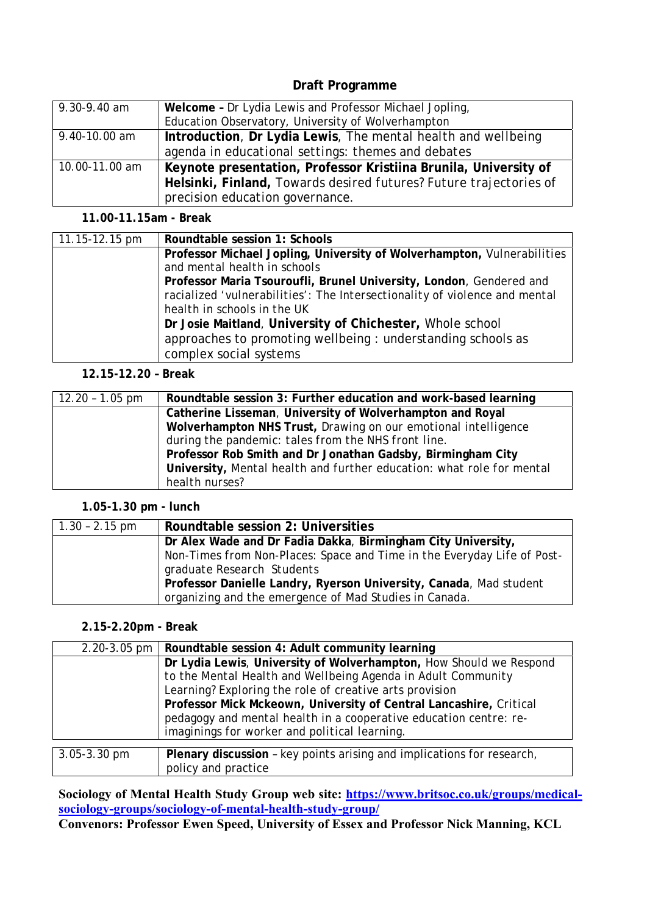## Draft Programme

| | |
|---|---|
| 9.30-9.40 am | **Welcome –** Dr Lydia Lewis and Professor Michael Jopling, Education Observatory, University of Wolverhampton |
| 9.40-10.00 am | **Introduction**, **Dr Lydia Lewis**, The mental health and wellbeing agenda in educational settings: themes and debates |
| 10.00-11.00 am | **Keynote presentation, Professor Kristiina Brunila, University of Helsinki, Finland,** Towards desired futures? Future trajectories of precision education governance. |

**11.00-11.15am - Break**

| | |
|---|---|
| 11.15-12.15 pm | **Roundtable session 1: Schools** |
| | **Professor Michael Jopling, University of Wolverhampton,** Vulnerabilities and mental health in schools<br>**Professor Maria Tsouroufli, Brunel University, London**, Gendered and racialized 'vulnerabilities': The intersectionality of violence and mental health in schools in the UK<br>**Dr Josie Maitland**, **University of Chichester,** Whole school approaches to promoting wellbeing : understanding schools as complex social systems |

**12.15-12.20 – Break**

| | |
|---|---|
| 12.20 – 1.05 pm | **Roundtable session 3: Further education and work-based learning** |
| | **Catherine Lisseman**, **University of Wolverhampton and Royal Wolverhampton NHS Trust,** Drawing on our emotional intelligence during the pandemic: tales from the NHS front line.<br>**Professor Rob Smith and Dr Jonathan Gadsby, Birmingham City University,** Mental health and further education: what role for mental health nurses? |

**1.05-1.30 pm - lunch**

| | |
|---|---|
| 1.30 – 2.15 pm | **Roundtable session 2: Universities** |
| | **Dr Alex Wade and Dr Fadia Dakka**, **Birmingham City University,** Non-Times from Non-Places: Space and Time in the Everyday Life of Post-graduate Research Students<br>**Professor Danielle Landry, Ryerson University, Canada**, Mad student organizing and the emergence of Mad Studies in Canada. |

**2.15-2.20pm - Break**

| | |
|---|---|
| 2.20-3.05 pm | **Roundtable session 4: Adult community learning** |
| | **Dr Lydia Lewis**, **University of Wolverhampton,** How Should we Respond to the Mental Health and Wellbeing Agenda in Adult Community Learning? Exploring the role of creative arts provision<br>**Professor Mick Mckeown, University of Central Lancashire,** Critical pedagogy and mental health in a cooperative education centre: re-imaginings for worker and political learning. |
| 3.05-3.30 pm | **Plenary discussion** – key points arising and implications for research, policy and practice |

**Sociology of Mental Health Study Group web site: [https://www.britsoc.co.uk/groups/medical-sociology-groups/sociology-of-mental-health-study-group/](https://www.britsoc.co.uk/groups/medical-sociology-groups/sociology-of-mental-health-study-group/)**

**Convenors: Professor Ewen Speed, University of Essex and Professor Nick Manning, KCL**